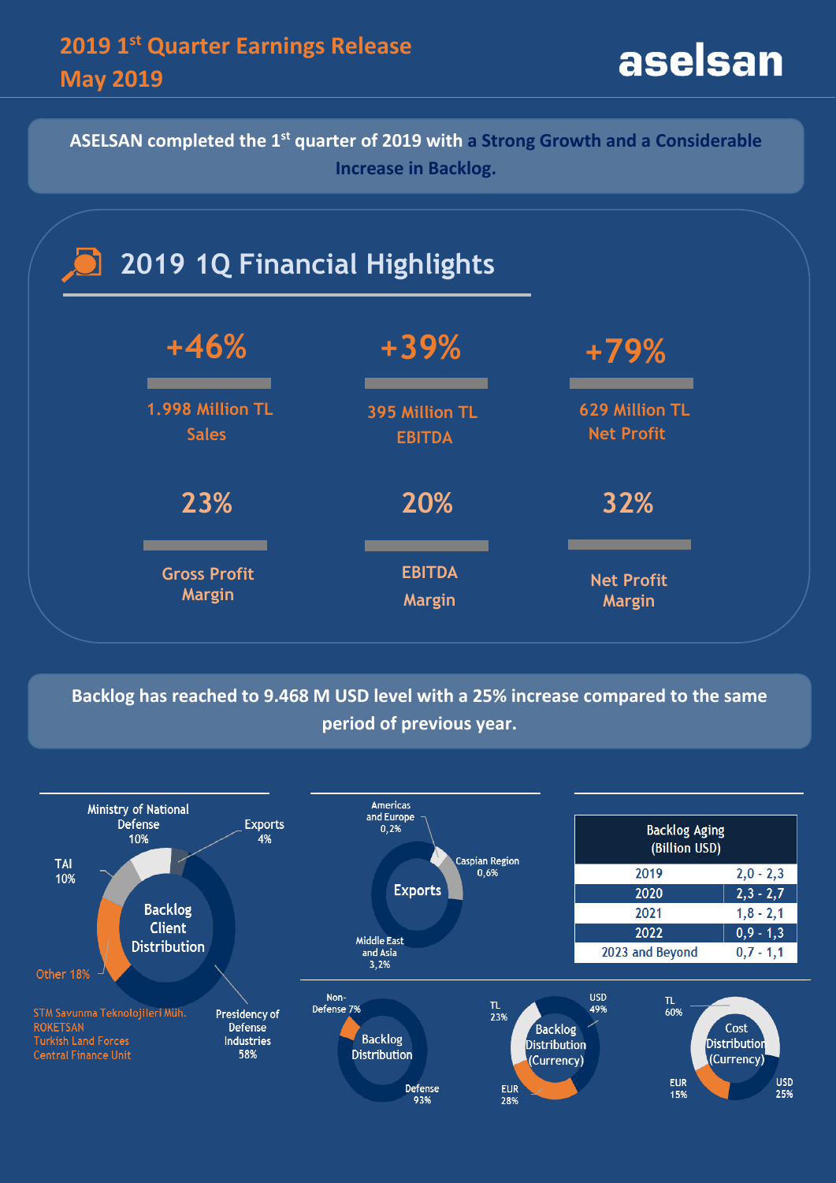# 2019 1[st] Quarter Earnings Release
## May 2019

aselsan

**ASELSAN completed the 1[st] quarter of 2019 with a Strong Growth and a Considerable Increase in Backlog.**

## 2019 1Q Financial Highlights

| +46% | +39% | +79% |
|---|---|---|
| 1.998 Million TL Sales | 395 Million TL EBITDA | 629 Million TL Net Profit |
| 23% | 20% | 32% |
| Gross Profit Margin | EBITDA Margin | Net Profit Margin |

**Backlog has reached to 9.468 M USD level with a 25% increase compared to the same period of previous year.**

**Backlog Client Distribution**

- Presidency of Defense Industries 58%
- Other 18% (STM Savunma Teknolojileri Müh., ROKETSAN, Turkish Land Forces, Central Finance Unit)
- TAI 10%
- Ministry of National Defense 10%
- Exports 4%

**Exports**

- Middle East and Asia 3,2%
- Caspian Region 0,6%
- Americas and Europe 0,2%

| Backlog Aging (Billion USD) | |
|---|---|
| 2019 | 2,0 - 2,3 |
| 2020 | 2,3 - 2,7 |
| 2021 | 1,8 - 2,1 |
| 2022 | 0,9 - 1,3 |
| 2023 and Beyond | 0,7 - 1,1 |

**Backlog Distribution**

- Defense 93%
- Non-Defense 7%

**Backlog Distribution (Currency)**

- USD 49%
- EUR 28%
- TL 23%

**Cost Distribution (Currency)**

- TL 60%
- USD 25%
- EUR 15%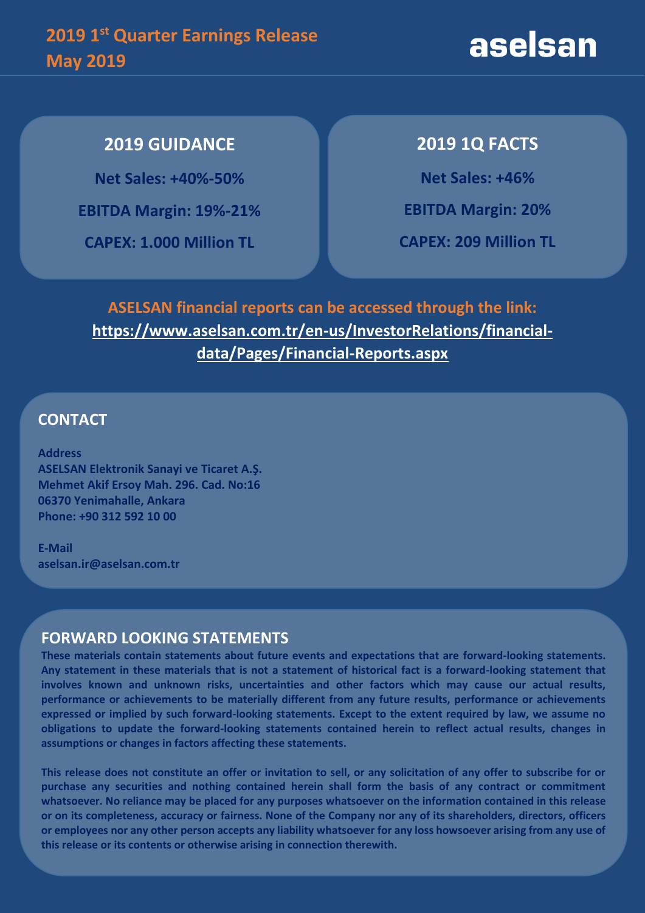# 2019 1st Quarter Earnings Release
## May 2019

aselsan

### 2019 GUIDANCE

**Net Sales: +40%-50%**

**EBITDA Margin: 19%-21%**

**CAPEX: 1.000 Million TL**

### 2019 1Q FACTS

**Net Sales: +46%**

**EBITDA Margin: 20%**

**CAPEX: 209 Million TL**

**ASELSAN financial reports can be accessed through the link:**
**https://www.aselsan.com.tr/en-us/InvestorRelations/financial-data/Pages/Financial-Reports.aspx**

## CONTACT

**Address**
**ASELSAN Elektronik Sanayi ve Ticaret A.Ş.**
**Mehmet Akif Ersoy Mah. 296. Cad. No:16**
**06370 Yenimahalle, Ankara**
**Phone: +90 312 592 10 00**

**E-Mail**
**aselsan.ir@aselsan.com.tr**

## FORWARD LOOKING STATEMENTS

These materials contain statements about future events and expectations that are forward-looking statements. Any statement in these materials that is not a statement of historical fact is a forward-looking statement that involves known and unknown risks, uncertainties and other factors which may cause our actual results, performance or achievements to be materially different from any future results, performance or achievements expressed or implied by such forward-looking statements. Except to the extent required by law, we assume no obligations to update the forward-looking statements contained herein to reflect actual results, changes in assumptions or changes in factors affecting these statements.

This release does not constitute an offer or invitation to sell, or any solicitation of any offer to subscribe for or purchase any securities and nothing contained herein shall form the basis of any contract or commitment whatsoever. No reliance may be placed for any purposes whatsoever on the information contained in this release or on its completeness, accuracy or fairness. None of the Company nor any of its shareholders, directors, officers or employees nor any other person accepts any liability whatsoever for any loss howsoever arising from any use of this release or its contents or otherwise arising in connection therewith.